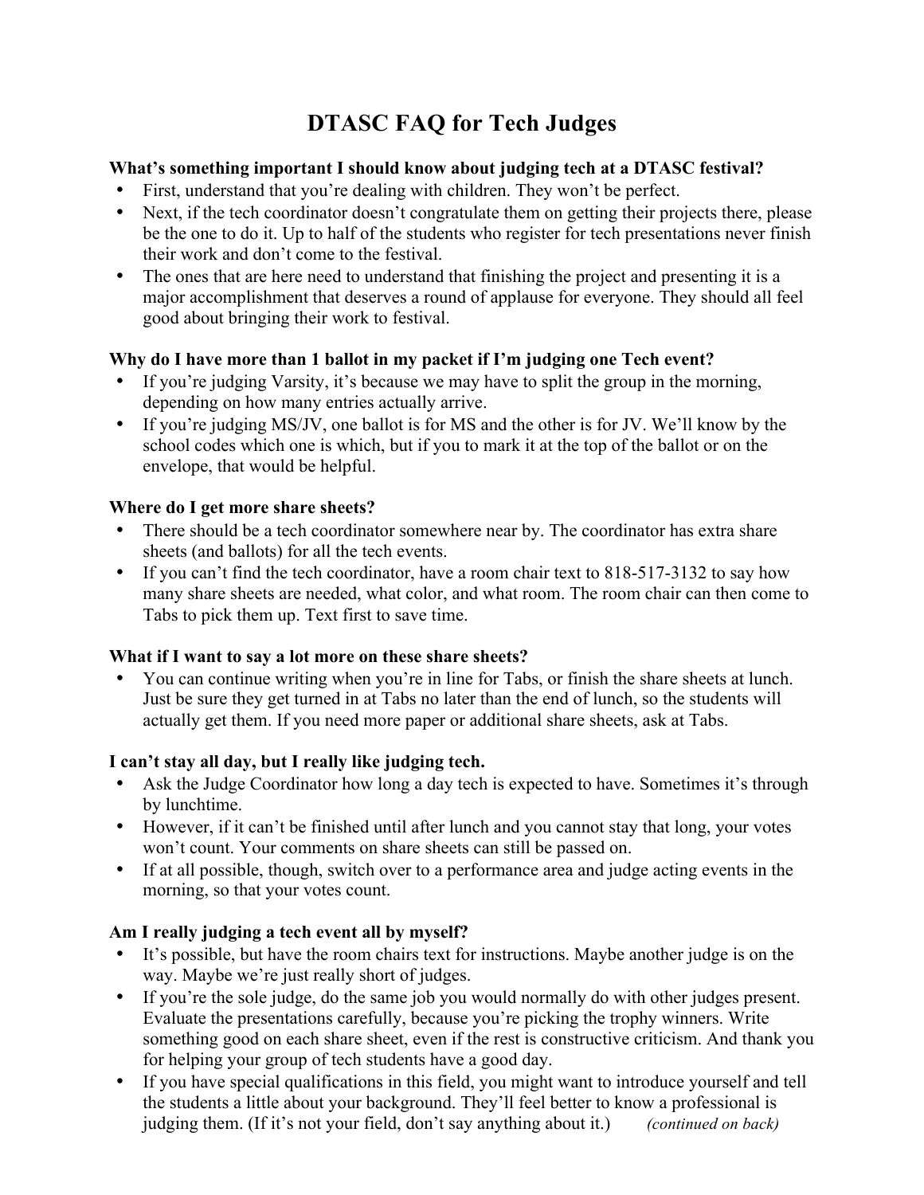# DTASC FAQ for Tech Judges

**What's something important I should know about judging tech at a DTASC festival?**

- First, understand that you're dealing with children. They won't be perfect.
- Next, if the tech coordinator doesn't congratulate them on getting their projects there, please be the one to do it. Up to half of the students who register for tech presentations never finish their work and don't come to the festival.
- The ones that are here need to understand that finishing the project and presenting it is a major accomplishment that deserves a round of applause for everyone. They should all feel good about bringing their work to festival.

**Why do I have more than 1 ballot in my packet if I'm judging one Tech event?**

- If you're judging Varsity, it's because we may have to split the group in the morning, depending on how many entries actually arrive.
- If you're judging MS/JV, one ballot is for MS and the other is for JV. We'll know by the school codes which one is which, but if you to mark it at the top of the ballot or on the envelope, that would be helpful.

**Where do I get more share sheets?**

- There should be a tech coordinator somewhere near by. The coordinator has extra share sheets (and ballots) for all the tech events.
- If you can't find the tech coordinator, have a room chair text to 818-517-3132 to say how many share sheets are needed, what color, and what room. The room chair can then come to Tabs to pick them up. Text first to save time.

**What if I want to say a lot more on these share sheets?**

- You can continue writing when you're in line for Tabs, or finish the share sheets at lunch. Just be sure they get turned in at Tabs no later than the end of lunch, so the students will actually get them. If you need more paper or additional share sheets, ask at Tabs.

**I can't stay all day, but I really like judging tech.**

- Ask the Judge Coordinator how long a day tech is expected to have. Sometimes it's through by lunchtime.
- However, if it can't be finished until after lunch and you cannot stay that long, your votes won't count. Your comments on share sheets can still be passed on.
- If at all possible, though, switch over to a performance area and judge acting events in the morning, so that your votes count.

**Am I really judging a tech event all by myself?**

- It's possible, but have the room chairs text for instructions. Maybe another judge is on the way. Maybe we're just really short of judges.
- If you're the sole judge, do the same job you would normally do with other judges present. Evaluate the presentations carefully, because you're picking the trophy winners. Write something good on each share sheet, even if the rest is constructive criticism. And thank you for helping your group of tech students have a good day.
- If you have special qualifications in this field, you might want to introduce yourself and tell the students a little about your background. They'll feel better to know a professional is judging them. (If it's not your field, don't say anything about it.) *(continued on back)*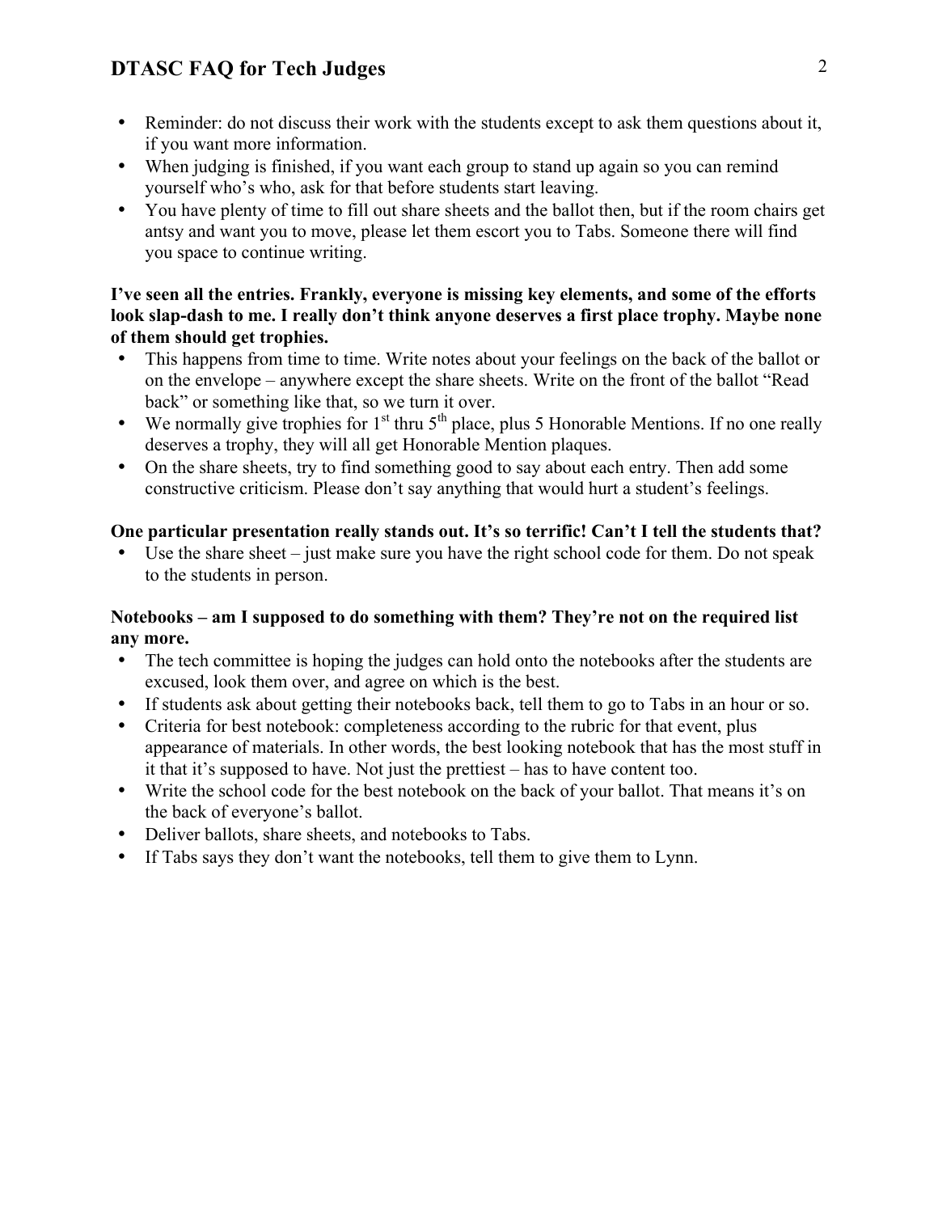- Reminder: do not discuss their work with the students except to ask them questions about it, if you want more information.
- When judging is finished, if you want each group to stand up again so you can remind yourself who's who, ask for that before students start leaving.
- You have plenty of time to fill out share sheets and the ballot then, but if the room chairs get antsy and want you to move, please let them escort you to Tabs. Someone there will find you space to continue writing.

**I've seen all the entries. Frankly, everyone is missing key elements, and some of the efforts look slap-dash to me. I really don't think anyone deserves a first place trophy. Maybe none of them should get trophies.**

- This happens from time to time. Write notes about your feelings on the back of the ballot or on the envelope – anywhere except the share sheets. Write on the front of the ballot "Read back" or something like that, so we turn it over.
- We normally give trophies for 1st thru 5th place, plus 5 Honorable Mentions. If no one really deserves a trophy, they will all get Honorable Mention plaques.
- On the share sheets, try to find something good to say about each entry. Then add some constructive criticism. Please don't say anything that would hurt a student's feelings.

**One particular presentation really stands out. It's so terrific! Can't I tell the students that?**

- Use the share sheet – just make sure you have the right school code for them. Do not speak to the students in person.

**Notebooks – am I supposed to do something with them? They're not on the required list any more.**

- The tech committee is hoping the judges can hold onto the notebooks after the students are excused, look them over, and agree on which is the best.
- If students ask about getting their notebooks back, tell them to go to Tabs in an hour or so.
- Criteria for best notebook: completeness according to the rubric for that event, plus appearance of materials. In other words, the best looking notebook that has the most stuff in it that it's supposed to have. Not just the prettiest – has to have content too.
- Write the school code for the best notebook on the back of your ballot. That means it's on the back of everyone's ballot.
- Deliver ballots, share sheets, and notebooks to Tabs.
- If Tabs says they don't want the notebooks, tell them to give them to Lynn.